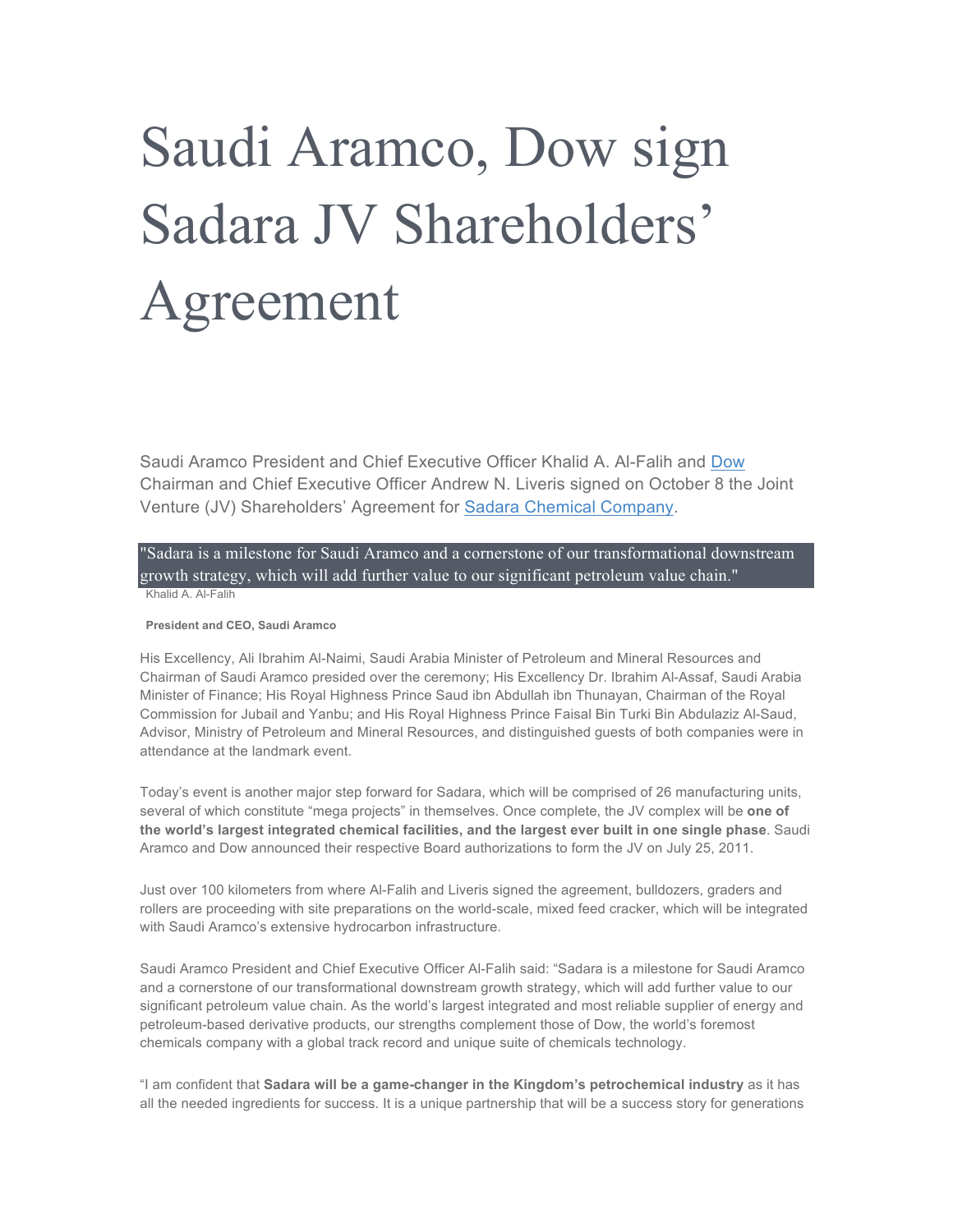# Saudi Aramco, Dow sign Sadara JV Shareholders' Agreement

Saudi Aramco President and Chief Executive Officer Khalid A. Al-Falih and Dow Chairman and Chief Executive Officer Andrew N. Liveris signed on October 8 the Joint Venture (JV) Shareholders' Agreement for Sadara Chemical Company.

> "Sadara is a milestone for Saudi Aramco and a cornerstone of our transformational downstream growth strategy, which will add further value to our significant petroleum value chain."
>
> Khalid A. Al-Falih
>
> **President and CEO, Saudi Aramco**

His Excellency, Ali Ibrahim Al-Naimi, Saudi Arabia Minister of Petroleum and Mineral Resources and Chairman of Saudi Aramco presided over the ceremony; His Excellency Dr. Ibrahim Al-Assaf, Saudi Arabia Minister of Finance; His Royal Highness Prince Saud ibn Abdullah ibn Thunayan, Chairman of the Royal Commission for Jubail and Yanbu; and His Royal Highness Prince Faisal Bin Turki Bin Abdulaziz Al-Saud, Advisor, Ministry of Petroleum and Mineral Resources, and distinguished guests of both companies were in attendance at the landmark event.

Today's event is another major step forward for Sadara, which will be comprised of 26 manufacturing units, several of which constitute "mega projects" in themselves. Once complete, the JV complex will be **one of the world's largest integrated chemical facilities, and the largest ever built in one single phase**. Saudi Aramco and Dow announced their respective Board authorizations to form the JV on July 25, 2011.

Just over 100 kilometers from where Al-Falih and Liveris signed the agreement, bulldozers, graders and rollers are proceeding with site preparations on the world-scale, mixed feed cracker, which will be integrated with Saudi Aramco's extensive hydrocarbon infrastructure.

Saudi Aramco President and Chief Executive Officer Al-Falih said: "Sadara is a milestone for Saudi Aramco and a cornerstone of our transformational downstream growth strategy, which will add further value to our significant petroleum value chain. As the world's largest integrated and most reliable supplier of energy and petroleum-based derivative products, our strengths complement those of Dow, the world's foremost chemicals company with a global track record and unique suite of chemicals technology.

"I am confident that **Sadara will be a game-changer in the Kingdom's petrochemical industry** as it has all the needed ingredients for success. It is a unique partnership that will be a success story for generations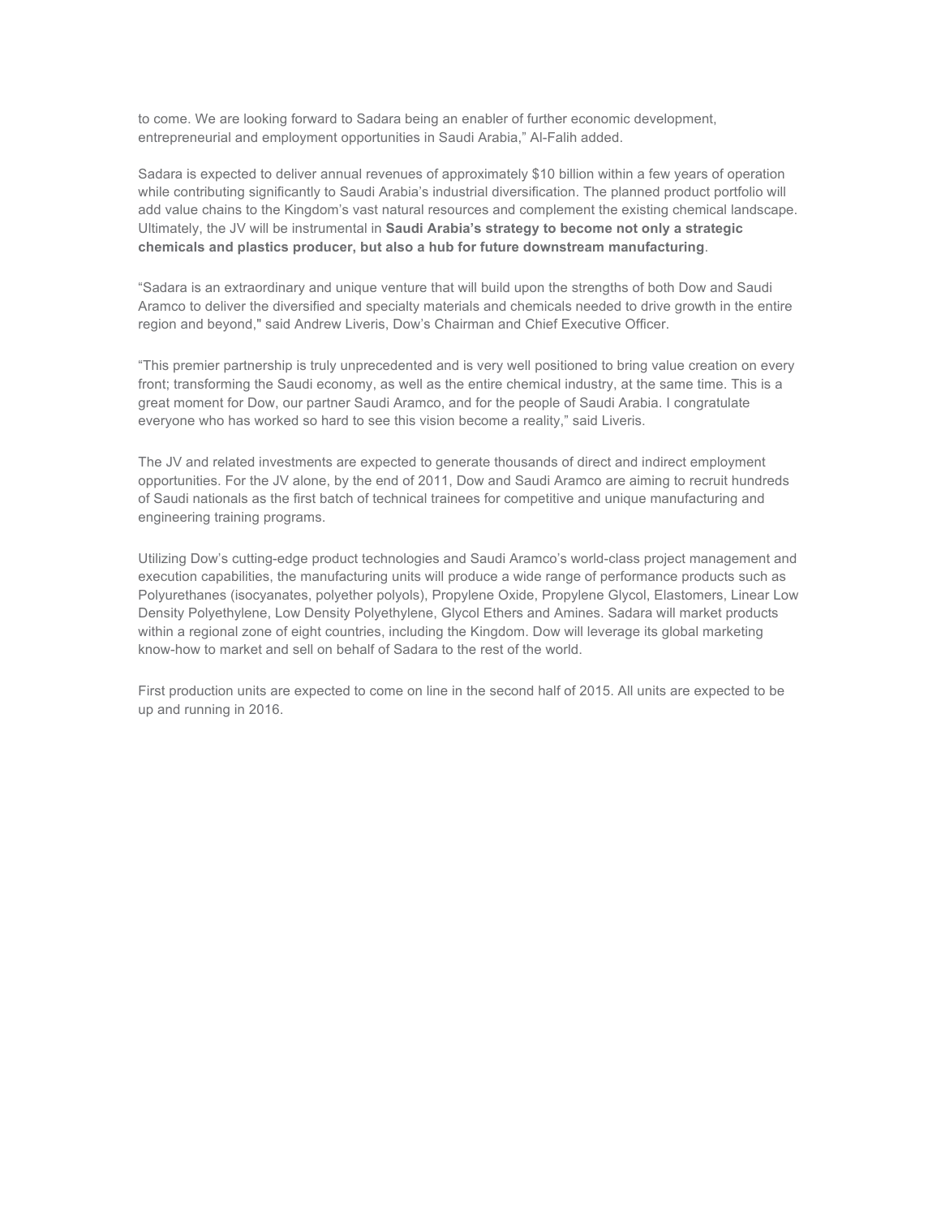to come. We are looking forward to Sadara being an enabler of further economic development, entrepreneurial and employment opportunities in Saudi Arabia," Al-Falih added.

Sadara is expected to deliver annual revenues of approximately $10 billion within a few years of operation while contributing significantly to Saudi Arabia's industrial diversification. The planned product portfolio will add value chains to the Kingdom's vast natural resources and complement the existing chemical landscape. Ultimately, the JV will be instrumental in **Saudi Arabia's strategy to become not only a strategic chemicals and plastics producer, but also a hub for future downstream manufacturing**.

"Sadara is an extraordinary and unique venture that will build upon the strengths of both Dow and Saudi Aramco to deliver the diversified and specialty materials and chemicals needed to drive growth in the entire region and beyond," said Andrew Liveris, Dow's Chairman and Chief Executive Officer.

"This premier partnership is truly unprecedented and is very well positioned to bring value creation on every front; transforming the Saudi economy, as well as the entire chemical industry, at the same time. This is a great moment for Dow, our partner Saudi Aramco, and for the people of Saudi Arabia. I congratulate everyone who has worked so hard to see this vision become a reality," said Liveris.

The JV and related investments are expected to generate thousands of direct and indirect employment opportunities. For the JV alone, by the end of 2011, Dow and Saudi Aramco are aiming to recruit hundreds of Saudi nationals as the first batch of technical trainees for competitive and unique manufacturing and engineering training programs.

Utilizing Dow's cutting-edge product technologies and Saudi Aramco's world-class project management and execution capabilities, the manufacturing units will produce a wide range of performance products such as Polyurethanes (isocyanates, polyether polyols), Propylene Oxide, Propylene Glycol, Elastomers, Linear Low Density Polyethylene, Low Density Polyethylene, Glycol Ethers and Amines. Sadara will market products within a regional zone of eight countries, including the Kingdom. Dow will leverage its global marketing know-how to market and sell on behalf of Sadara to the rest of the world.

First production units are expected to come on line in the second half of 2015. All units are expected to be up and running in 2016.